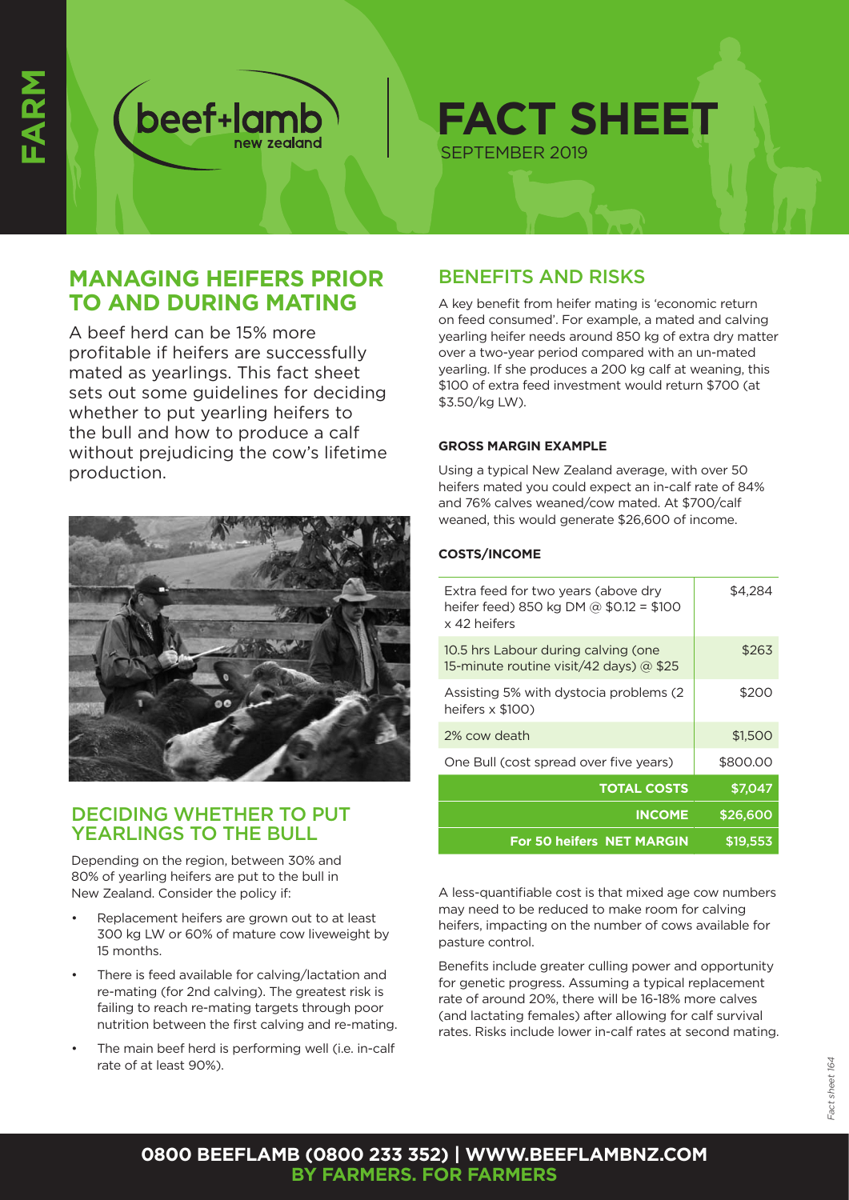# FACT SHEET

SEPTEMBER 2019

## MANAGING HEIFERS PRIOR TO AND DURING MATING

A beef herd can be 15% more profitable if heifers are successfully mated as yearlings. This fact sheet sets out some guidelines for deciding whether to put yearling heifers to the bull and how to produce a calf without prejudicing the cow's lifetime production.

## DECIDING WHETHER TO PUT YEARLINGS TO THE BULL

Depending on the region, between 30% and 80% of yearling heifers are put to the bull in New Zealand. Consider the policy if:

- Replacement heifers are grown out to at least 300 kg LW or 60% of mature cow liveweight by 15 months.
- There is feed available for calving/lactation and re-mating (for 2nd calving). The greatest risk is failing to reach re-mating targets through poor nutrition between the first calving and re-mating.
- The main beef herd is performing well (i.e. in-calf rate of at least 90%).

## BENEFITS AND RISKS

A key benefit from heifer mating is 'economic return on feed consumed'. For example, a mated and calving yearling heifer needs around 850 kg of extra dry matter over a two-year period compared with an un-mated yearling. If she produces a 200 kg calf at weaning, this $100 of extra feed investment would return $700 (at $3.50/kg LW).

#### GROSS MARGIN EXAMPLE

Using a typical New Zealand average, with over 50 heifers mated you could expect an in-calf rate of 84% and 76% calves weaned/cow mated. At $700/calf weaned, this would generate $26,600 of income.

#### COSTS/INCOME

| | |
|---|---|
| Extra feed for two years (above dry heifer feed) 850 kg DM @ $0.12 = $100 x 42 heifers | $4,284 |
| 10.5 hrs Labour during calving (one 15-minute routine visit/42 days) @ $25 | $263 |
| Assisting 5% with dystocia problems (2 heifers x $100) | $200 |
| 2% cow death | $1,500 |
| One Bull (cost spread over five years) | $800.00 |
| **TOTAL COSTS** | **$7,047** |
| **INCOME** | **$26,600** |
| **For 50 heifers NET MARGIN** | **$19,553** |

A less-quantifiable cost is that mixed age cow numbers may need to be reduced to make room for calving heifers, impacting on the number of cows available for pasture control.

Benefits include greater culling power and opportunity for genetic progress. Assuming a typical replacement rate of around 20%, there will be 16-18% more calves (and lactating females) after allowing for calf survival rates. Risks include lower in-calf rates at second mating.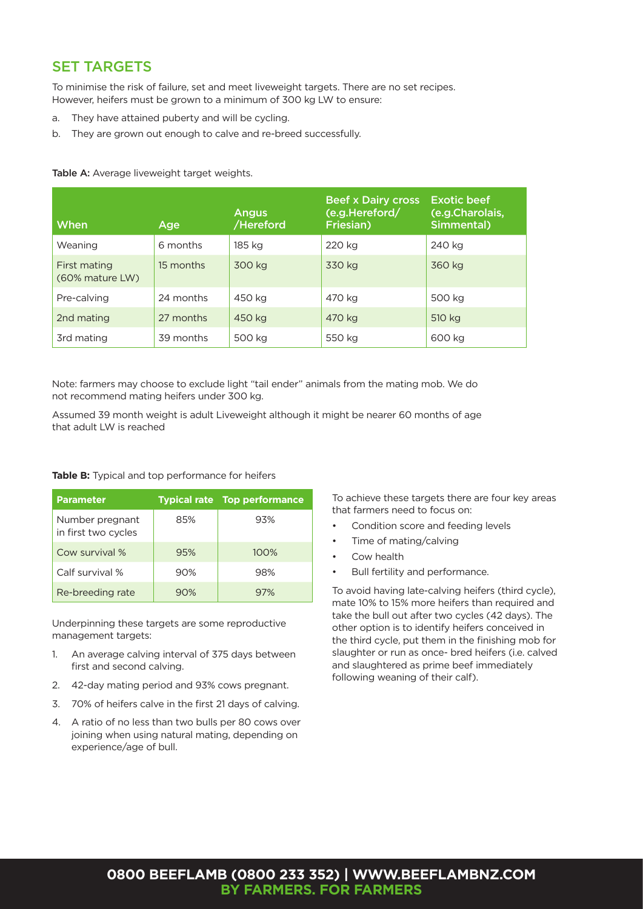## SET TARGETS

To minimise the risk of failure, set and meet liveweight targets. There are no set recipes. However, heifers must be grown to a minimum of 300 kg LW to ensure:

a. They have attained puberty and will be cycling.
b. They are grown out enough to calve and re-breed successfully.

**Table A:** Average liveweight target weights.

| When | Age | Angus /Hereford | Beef x Dairy cross (e.g.Hereford/ Friesian) | Exotic beef (e.g.Charolais, Simmental) |
|---|---|---|---|---|
| Weaning | 6 months | 185 kg | 220 kg | 240 kg |
| First mating (60% mature LW) | 15 months | 300 kg | 330 kg | 360 kg |
| Pre-calving | 24 months | 450 kg | 470 kg | 500 kg |
| 2nd mating | 27 months | 450 kg | 470 kg | 510 kg |
| 3rd mating | 39 months | 500 kg | 550 kg | 600 kg |

Note: farmers may choose to exclude light "tail ender" animals from the mating mob. We do not recommend mating heifers under 300 kg.

Assumed 39 month weight is adult Liveweight although it might be nearer 60 months of age that adult LW is reached

**Table B:** Typical and top performance for heifers

| Parameter | Typical rate | Top performance |
|---|---|---|
| Number pregnant in first two cycles | 85% | 93% |
| Cow survival % | 95% | 100% |
| Calf survival % | 90% | 98% |
| Re-breeding rate | 90% | 97% |

Underpinning these targets are some reproductive management targets:

1. An average calving interval of 375 days between first and second calving.
2. 42-day mating period and 93% cows pregnant.
3. 70% of heifers calve in the first 21 days of calving.
4. A ratio of no less than two bulls per 80 cows over joining when using natural mating, depending on experience/age of bull.

To achieve these targets there are four key areas that farmers need to focus on:

- Condition score and feeding levels
- Time of mating/calving
- Cow health
- Bull fertility and performance.

To avoid having late-calving heifers (third cycle), mate 10% to 15% more heifers than required and take the bull out after two cycles (42 days). The other option is to identify heifers conceived in the third cycle, put them in the finishing mob for slaughter or run as once- bred heifers (i.e. calved and slaughtered as prime beef immediately following weaning of their calf).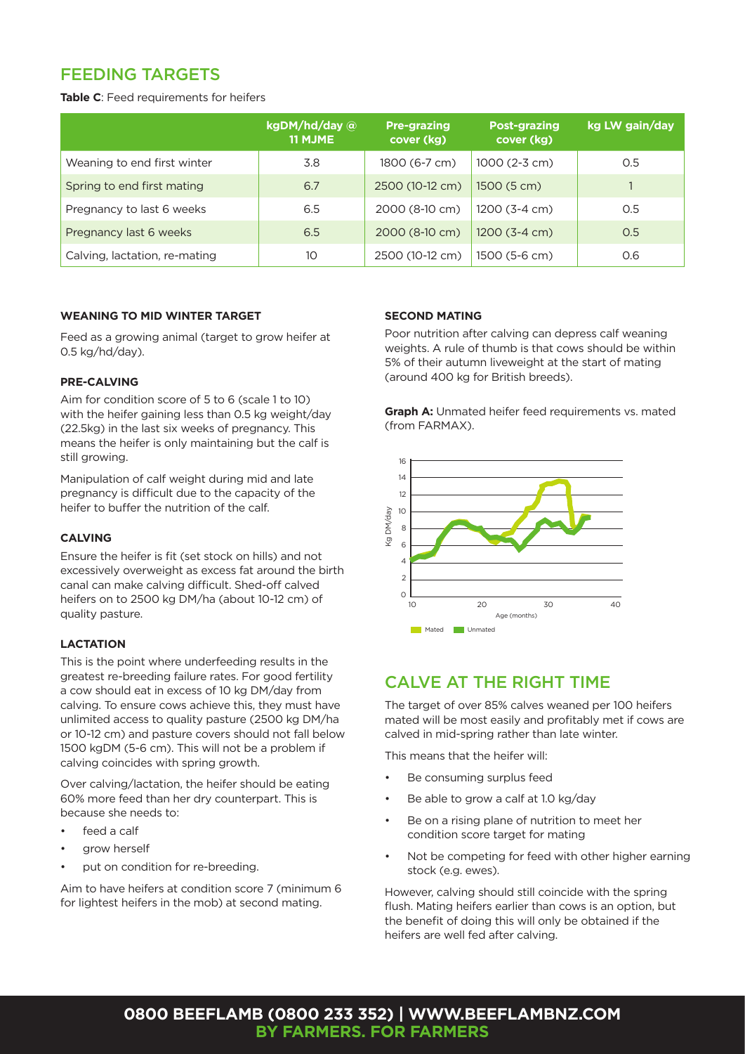## FEEDING TARGETS

**Table C**: Feed requirements for heifers

| | kgDM/hd/day @ 11 MJME | Pre-grazing cover (kg) | Post-grazing cover (kg) | kg LW gain/day |
|---|---|---|---|---|
| Weaning to end first winter | 3.8 | 1800 (6-7 cm) | 1000 (2-3 cm) | 0.5 |
| Spring to end first mating | 6.7 | 2500 (10-12 cm) | 1500 (5 cm) | 1 |
| Pregnancy to last 6 weeks | 6.5 | 2000 (8-10 cm) | 1200 (3-4 cm) | 0.5 |
| Pregnancy last 6 weeks | 6.5 | 2000 (8-10 cm) | 1200 (3-4 cm) | 0.5 |
| Calving, lactation, re-mating | 10 | 2500 (10-12 cm) | 1500 (5-6 cm) | 0.6 |

#### WEANING TO MID WINTER TARGET

Feed as a growing animal (target to grow heifer at 0.5 kg/hd/day).

#### PRE-CALVING

Aim for condition score of 5 to 6 (scale 1 to 10) with the heifer gaining less than 0.5 kg weight/day (22.5kg) in the last six weeks of pregnancy. This means the heifer is only maintaining but the calf is still growing.

Manipulation of calf weight during mid and late pregnancy is difficult due to the capacity of the heifer to buffer the nutrition of the calf.

#### CALVING

Ensure the heifer is fit (set stock on hills) and not excessively overweight as excess fat around the birth canal can make calving difficult. Shed-off calved heifers on to 2500 kg DM/ha (about 10-12 cm) of quality pasture.

#### LACTATION

This is the point where underfeeding results in the greatest re-breeding failure rates. For good fertility a cow should eat in excess of 10 kg DM/day from calving. To ensure cows achieve this, they must have unlimited access to quality pasture (2500 kg DM/ha or 10-12 cm) and pasture covers should not fall below 1500 kgDM (5-6 cm). This will not be a problem if calving coincides with spring growth.

Over calving/lactation, the heifer should be eating 60% more feed than her dry counterpart. This is because she needs to:

- feed a calf
- grow herself
- put on condition for re-breeding.

Aim to have heifers at condition score 7 (minimum 6 for lightest heifers in the mob) at second mating.

#### SECOND MATING

Poor nutrition after calving can depress calf weaning weights. A rule of thumb is that cows should be within 5% of their autumn liveweight at the start of mating (around 400 kg for British breeds).

**Graph A:** Unmated heifer feed requirements vs. mated (from FARMAX).

## CALVE AT THE RIGHT TIME

The target of over 85% calves weaned per 100 heifers mated will be most easily and profitably met if cows are calved in mid-spring rather than late winter.

This means that the heifer will:

- Be consuming surplus feed
- Be able to grow a calf at 1.0 kg/day
- Be on a rising plane of nutrition to meet her condition score target for mating
- Not be competing for feed with other higher earning stock (e.g. ewes).

However, calving should still coincide with the spring flush. Mating heifers earlier than cows is an option, but the benefit of doing this will only be obtained if the heifers are well fed after calving.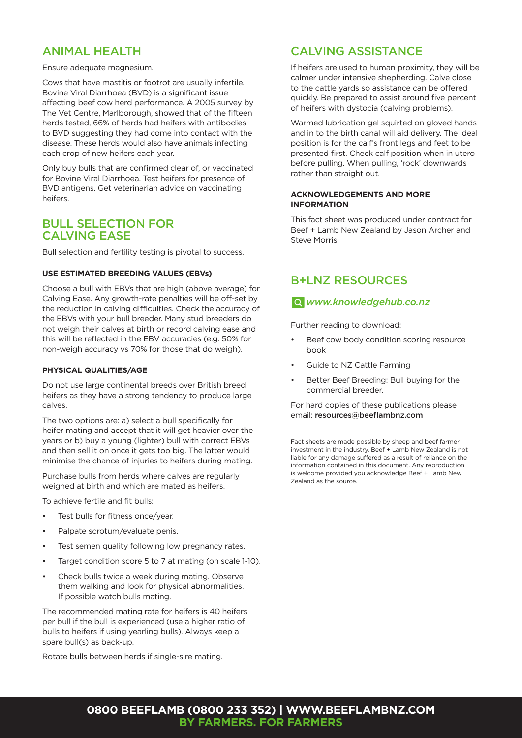## ANIMAL HEALTH

Ensure adequate magnesium.

Cows that have mastitis or footrot are usually infertile. Bovine Viral Diarrhoea (BVD) is a significant issue affecting beef cow herd performance. A 2005 survey by The Vet Centre, Marlborough, showed that of the fifteen herds tested, 66% of herds had heifers with antibodies to BVD suggesting they had come into contact with the disease. These herds would also have animals infecting each crop of new heifers each year.

Only buy bulls that are confirmed clear of, or vaccinated for Bovine Viral Diarrhoea. Test heifers for presence of BVD antigens. Get veterinarian advice on vaccinating heifers.

## BULL SELECTION FOR CALVING EASE

Bull selection and fertility testing is pivotal to success.

### USE ESTIMATED BREEDING VALUES (EBVs)

Choose a bull with EBVs that are high (above average) for Calving Ease. Any growth-rate penalties will be off-set by the reduction in calving difficulties. Check the accuracy of the EBVs with your bull breeder. Many stud breeders do not weigh their calves at birth or record calving ease and this will be reflected in the EBV accuracies (e.g. 50% for non-weigh accuracy vs 70% for those that do weigh).

### PHYSICAL QUALITIES/AGE

Do not use large continental breeds over British breed heifers as they have a strong tendency to produce large calves.

The two options are: a) select a bull specifically for heifer mating and accept that it will get heavier over the years or b) buy a young (lighter) bull with correct EBVs and then sell it on once it gets too big. The latter would minimise the chance of injuries to heifers during mating.

Purchase bulls from herds where calves are regularly weighed at birth and which are mated as heifers.

To achieve fertile and fit bulls:

- Test bulls for fitness once/year.
- Palpate scrotum/evaluate penis.
- Test semen quality following low pregnancy rates.
- Target condition score 5 to 7 at mating (on scale 1-10).
- Check bulls twice a week during mating. Observe them walking and look for physical abnormalities. If possible watch bulls mating.

The recommended mating rate for heifers is 40 heifers per bull if the bull is experienced (use a higher ratio of bulls to heifers if using yearling bulls). Always keep a spare bull(s) as back-up.

Rotate bulls between herds if single-sire mating.

## CALVING ASSISTANCE

If heifers are used to human proximity, they will be calmer under intensive shepherding. Calve close to the cattle yards so assistance can be offered quickly. Be prepared to assist around five percent of heifers with dystocia (calving problems).

Warmed lubrication gel squirted on gloved hands and in to the birth canal will aid delivery. The ideal position is for the calf's front legs and feet to be presented first. Check calf position when in utero before pulling. When pulling, 'rock' downwards rather than straight out.

### ACKNOWLEDGEMENTS AND MORE INFORMATION

This fact sheet was produced under contract for Beef + Lamb New Zealand by Jason Archer and Steve Morris.

## B+LNZ RESOURCES

*www.knowledgehub.co.nz*

Further reading to download:

- Beef cow body condition scoring resource book
- Guide to NZ Cattle Farming
- Better Beef Breeding: Bull buying for the commercial breeder.

For hard copies of these publications please email: **resources@beeflambnz.com**

Fact sheets are made possible by sheep and beef farmer investment in the industry. Beef + Lamb New Zealand is not liable for any damage suffered as a result of reliance on the information contained in this document. Any reproduction is welcome provided you acknowledge Beef + Lamb New Zealand as the source.

**0800 BEEFLAMB (0800 233 352) | WWW.BEEFLAMBNZ.COM**
**BY FARMERS. FOR FARMERS**